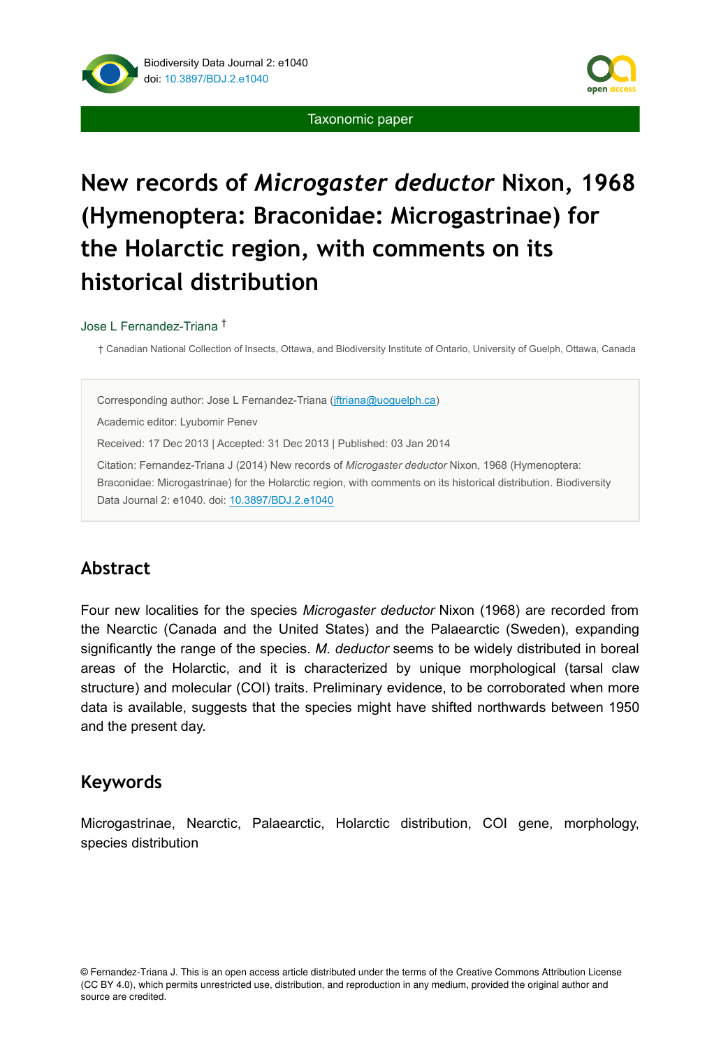Taxonomic paper

# New records of *Microgaster deductor* Nixon, 1968 (Hymenoptera: Braconidae: Microgastrinae) for the Holarctic region, with comments on its historical distribution

Jose L Fernandez-Triana [†]

[†] Canadian National Collection of Insects, Ottawa, and Biodiversity Institute of Ontario, University of Guelph, Ottawa, Canada

Corresponding author: Jose L Fernandez-Triana (jftriana@uoguelph.ca)

Academic editor: Lyubomir Penev

Received: 17 Dec 2013 | Accepted: 31 Dec 2013 | Published: 03 Jan 2014

Citation: Fernandez-Triana J (2014) New records of *Microgaster deductor* Nixon, 1968 (Hymenoptera: Braconidae: Microgastrinae) for the Holarctic region, with comments on its historical distribution. Biodiversity Data Journal 2: e1040. doi: 10.3897/BDJ.2.e1040

## Abstract

Four new localities for the species *Microgaster deductor* Nixon (1968) are recorded from the Nearctic (Canada and the United States) and the Palaearctic (Sweden), expanding significantly the range of the species. *M. deductor* seems to be widely distributed in boreal areas of the Holarctic, and it is characterized by unique morphological (tarsal claw structure) and molecular (COI) traits. Preliminary evidence, to be corroborated when more data is available, suggests that the species might have shifted northwards between 1950 and the present day.

## Keywords

Microgastrinae, Nearctic, Palaearctic, Holarctic distribution, COI gene, morphology, species distribution

© Fernandez-Triana J. This is an open access article distributed under the terms of the Creative Commons Attribution License (CC BY 4.0), which permits unrestricted use, distribution, and reproduction in any medium, provided the original author and source are credited.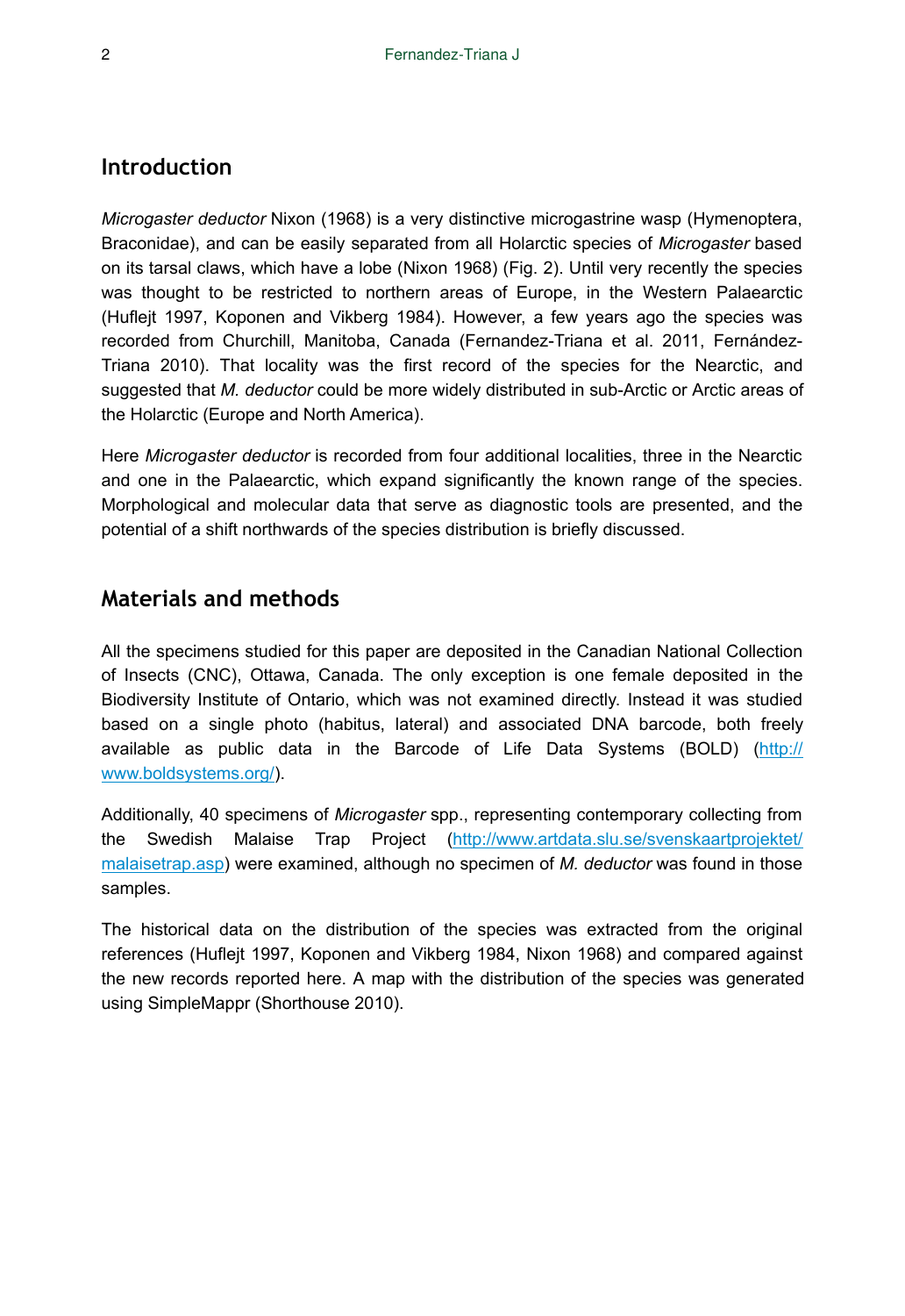## Introduction

*Microgaster deductor* Nixon (1968) is a very distinctive microgastrine wasp (Hymenoptera, Braconidae), and can be easily separated from all Holarctic species of *Microgaster* based on its tarsal claws, which have a lobe (Nixon 1968) (Fig. 2). Until very recently the species was thought to be restricted to northern areas of Europe, in the Western Palaearctic (Huflejt 1997, Koponen and Vikberg 1984). However, a few years ago the species was recorded from Churchill, Manitoba, Canada (Fernandez-Triana et al. 2011, Fernández-Triana 2010). That locality was the first record of the species for the Nearctic, and suggested that *M. deductor* could be more widely distributed in sub-Arctic or Arctic areas of the Holarctic (Europe and North America).

Here *Microgaster deductor* is recorded from four additional localities, three in the Nearctic and one in the Palaearctic, which expand significantly the known range of the species. Morphological and molecular data that serve as diagnostic tools are presented, and the potential of a shift northwards of the species distribution is briefly discussed.

## Materials and methods

All the specimens studied for this paper are deposited in the Canadian National Collection of Insects (CNC), Ottawa, Canada. The only exception is one female deposited in the Biodiversity Institute of Ontario, which was not examined directly. Instead it was studied based on a single photo (habitus, lateral) and associated DNA barcode, both freely available as public data in the Barcode of Life Data Systems (BOLD) (http://www.boldsystems.org/).

Additionally, 40 specimens of *Microgaster* spp., representing contemporary collecting from the Swedish Malaise Trap Project (http://www.artdata.slu.se/svenskaartprojektet/malaisetrap.asp) were examined, although no specimen of *M. deductor* was found in those samples.

The historical data on the distribution of the species was extracted from the original references (Huflejt 1997, Koponen and Vikberg 1984, Nixon 1968) and compared against the new records reported here. A map with the distribution of the species was generated using SimpleMappr (Shorthouse 2010).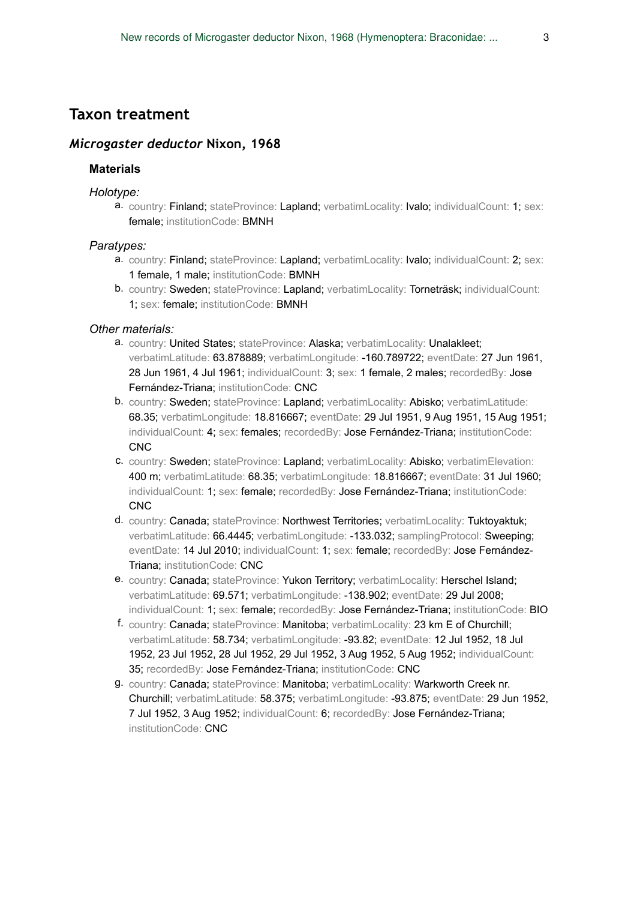## Taxon treatment

### *Microgaster deductor* Nixon, 1968

#### Materials

*Holotype:*

a. country: Finland; stateProvince: Lapland; verbatimLocality: Ivalo; individualCount: 1; sex: female; institutionCode: BMNH

*Paratypes:*

a. country: Finland; stateProvince: Lapland; verbatimLocality: Ivalo; individualCount: 2; sex: 1 female, 1 male; institutionCode: BMNH
b. country: Sweden; stateProvince: Lapland; verbatimLocality: Torneträsk; individualCount: 1; sex: female; institutionCode: BMNH

*Other materials:*

a. country: United States; stateProvince: Alaska; verbatimLocality: Unalakleet; verbatimLatitude: 63.878889; verbatimLongitude: -160.789722; eventDate: 27 Jun 1961, 28 Jun 1961, 4 Jul 1961; individualCount: 3; sex: 1 female, 2 males; recordedBy: Jose Fernández-Triana; institutionCode: CNC
b. country: Sweden; stateProvince: Lapland; verbatimLocality: Abisko; verbatimLatitude: 68.35; verbatimLongitude: 18.816667; eventDate: 29 Jul 1951, 9 Aug 1951, 15 Aug 1951; individualCount: 4; sex: females; recordedBy: Jose Fernández-Triana; institutionCode: CNC
c. country: Sweden; stateProvince: Lapland; verbatimLocality: Abisko; verbatimElevation: 400 m; verbatimLatitude: 68.35; verbatimLongitude: 18.816667; eventDate: 31 Jul 1960; individualCount: 1; sex: female; recordedBy: Jose Fernández-Triana; institutionCode: CNC
d. country: Canada; stateProvince: Northwest Territories; verbatimLocality: Tuktoyaktuk; verbatimLatitude: 66.4445; verbatimLongitude: -133.032; samplingProtocol: Sweeping; eventDate: 14 Jul 2010; individualCount: 1; sex: female; recordedBy: Jose Fernández-Triana; institutionCode: CNC
e. country: Canada; stateProvince: Yukon Territory; verbatimLocality: Herschel Island; verbatimLatitude: 69.571; verbatimLongitude: -138.902; eventDate: 29 Jul 2008; individualCount: 1; sex: female; recordedBy: Jose Fernández-Triana; institutionCode: BIO
f. country: Canada; stateProvince: Manitoba; verbatimLocality: 23 km E of Churchill; verbatimLatitude: 58.734; verbatimLongitude: -93.82; eventDate: 12 Jul 1952, 18 Jul 1952, 23 Jul 1952, 28 Jul 1952, 29 Jul 1952, 3 Aug 1952, 5 Aug 1952; individualCount: 35; recordedBy: Jose Fernández-Triana; institutionCode: CNC
g. country: Canada; stateProvince: Manitoba; verbatimLocality: Warkworth Creek nr. Churchill; verbatimLatitude: 58.375; verbatimLongitude: -93.875; eventDate: 29 Jun 1952, 7 Jul 1952, 3 Aug 1952; individualCount: 6; recordedBy: Jose Fernández-Triana; institutionCode: CNC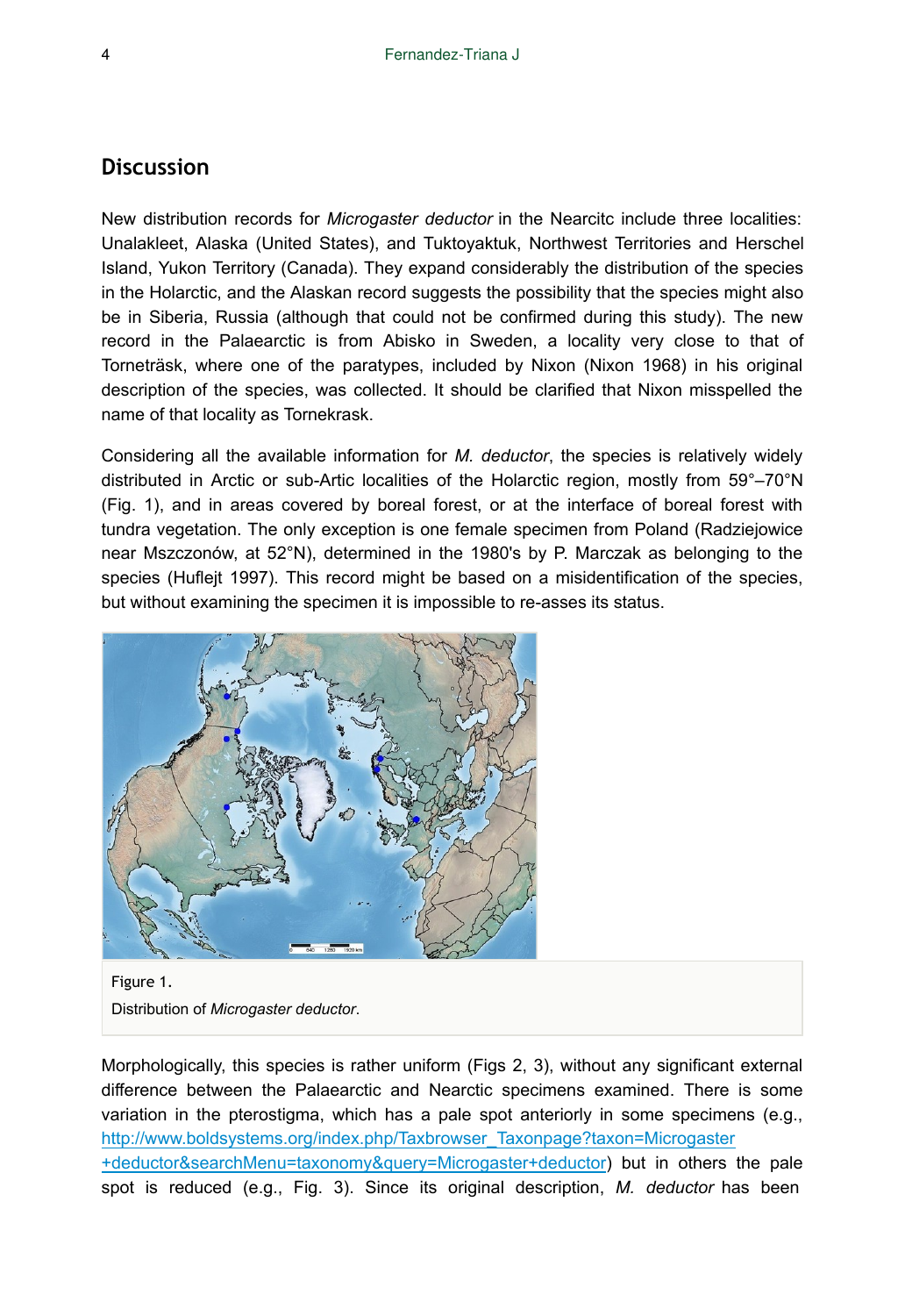## Discussion

New distribution records for *Microgaster deductor* in the Nearcitc include three localities: Unalakleet, Alaska (United States), and Tuktoyaktuk, Northwest Territories and Herschel Island, Yukon Territory (Canada). They expand considerably the distribution of the species in the Holarctic, and the Alaskan record suggests the possibility that the species might also be in Siberia, Russia (although that could not be confirmed during this study). The new record in the Palaearctic is from Abisko in Sweden, a locality very close to that of Torneträsk, where one of the paratypes, included by Nixon (Nixon 1968) in his original description of the species, was collected. It should be clarified that Nixon misspelled the name of that locality as Tornekrask.

Considering all the available information for *M. deductor*, the species is relatively widely distributed in Arctic or sub-Artic localities of the Holarctic region, mostly from 59°–70°N (Fig. 1), and in areas covered by boreal forest, or at the interface of boreal forest with tundra vegetation. The only exception is one female specimen from Poland (Radziejowice near Mszczonów, at 52°N), determined in the 1980's by P. Marczak as belonging to the species (Huflejt 1997). This record might be based on a misidentification of the species, but without examining the specimen it is impossible to re-asses its status.

Figure 1.
Distribution of *Microgaster deductor*.

Morphologically, this species is rather uniform (Figs 2, 3), without any significant external difference between the Palaearctic and Nearctic specimens examined. There is some variation in the pterostigma, which has a pale spot anteriorly in some specimens (e.g., http://www.boldsystems.org/index.php/Taxbrowser_Taxonpage?taxon=Microgaster+deductor&searchMenu=taxonomy&query=Microgaster+deductor) but in others the pale spot is reduced (e.g., Fig. 3). Since its original description, *M. deductor* has been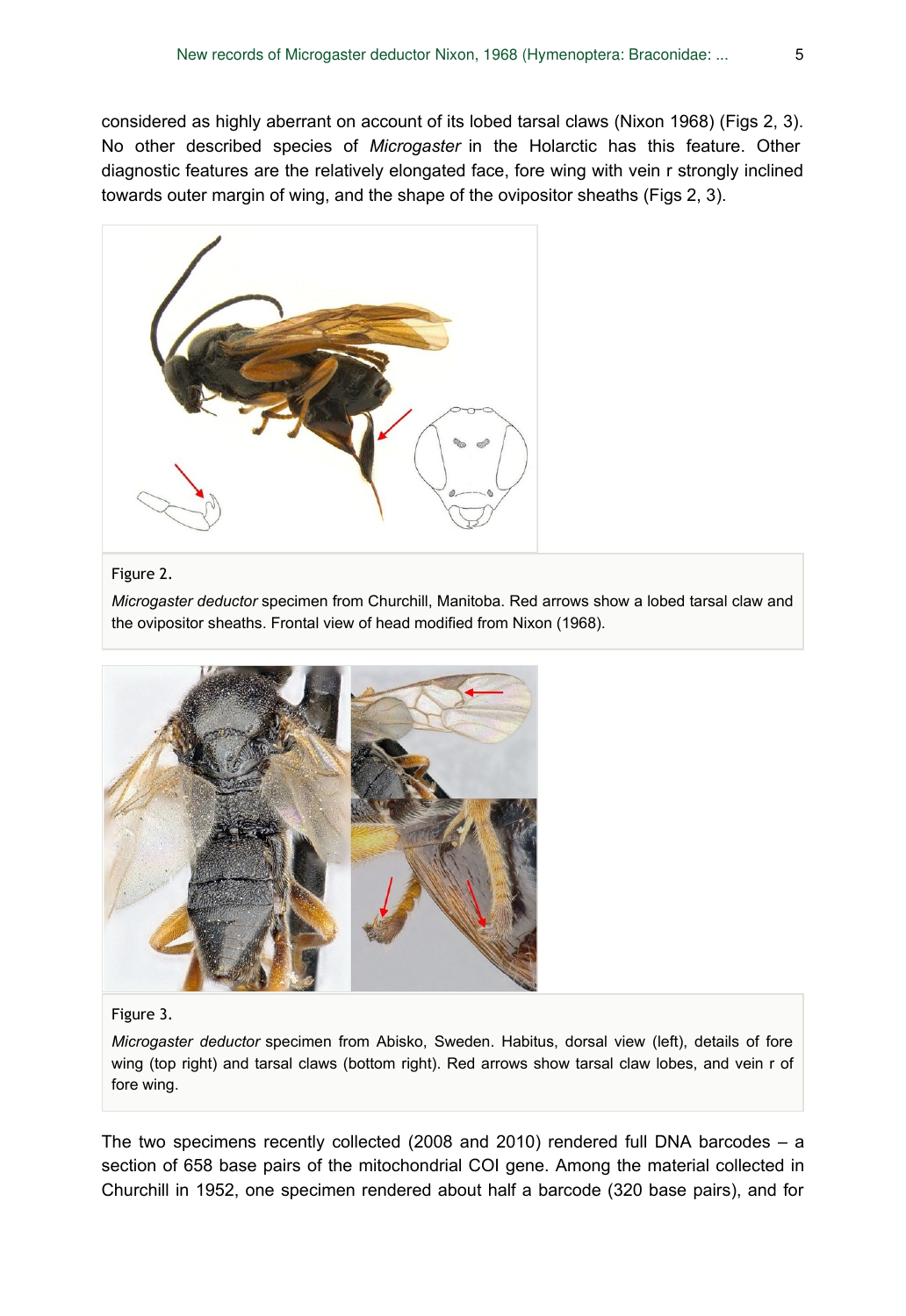considered as highly aberrant on account of its lobed tarsal claws (Nixon 1968) (Figs 2, 3). No other described species of *Microgaster* in the Holarctic has this feature. Other diagnostic features are the relatively elongated face, fore wing with vein r strongly inclined towards outer margin of wing, and the shape of the ovipositor sheaths (Figs 2, 3).

Figure 2.

*Microgaster deductor* specimen from Churchill, Manitoba. Red arrows show a lobed tarsal claw and the ovipositor sheaths. Frontal view of head modified from Nixon (1968).

Figure 3.

*Microgaster deductor* specimen from Abisko, Sweden. Habitus, dorsal view (left), details of fore wing (top right) and tarsal claws (bottom right). Red arrows show tarsal claw lobes, and vein r of fore wing.

The two specimens recently collected (2008 and 2010) rendered full DNA barcodes – a section of 658 base pairs of the mitochondrial COI gene. Among the material collected in Churchill in 1952, one specimen rendered about half a barcode (320 base pairs), and for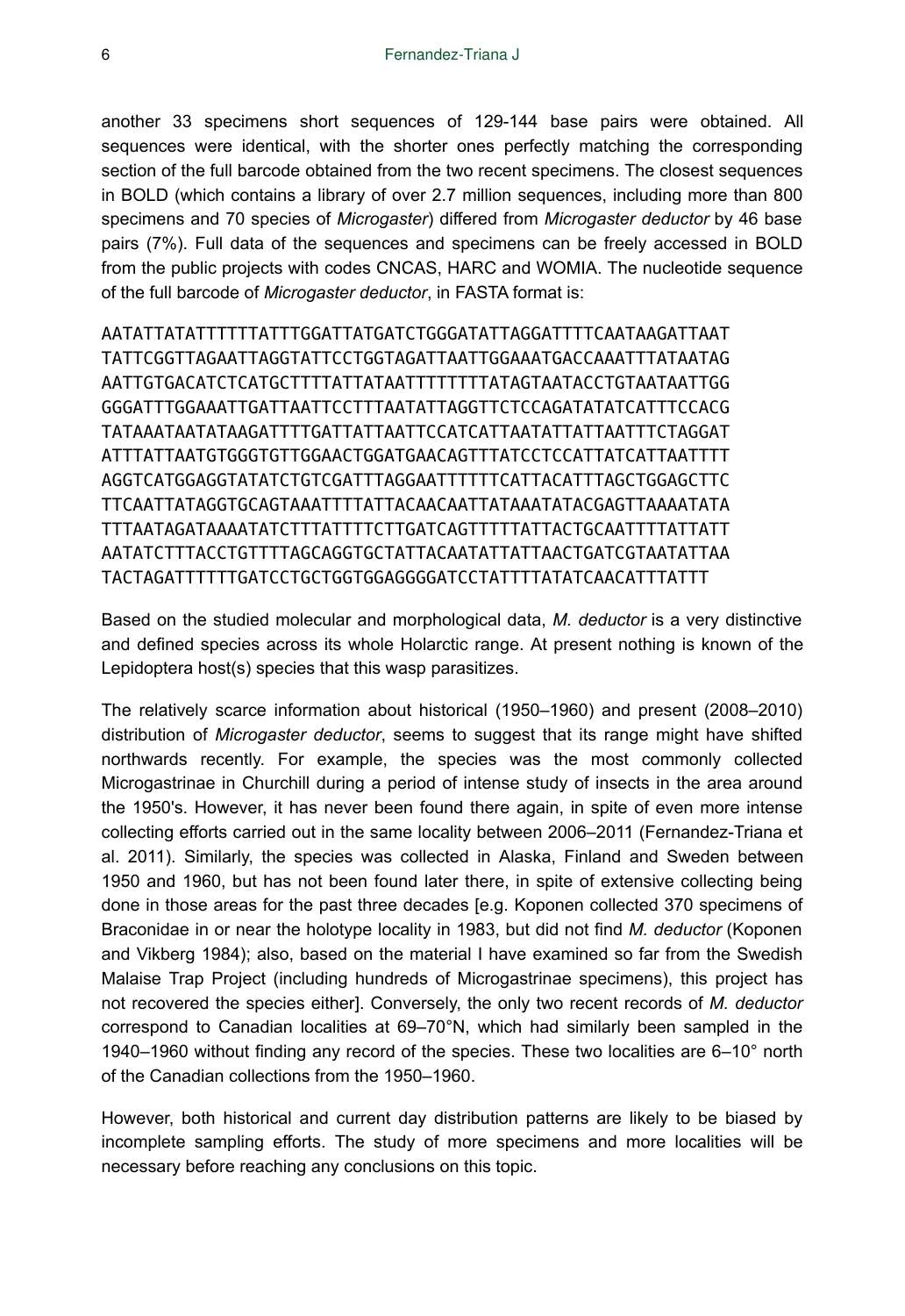another 33 specimens short sequences of 129-144 base pairs were obtained. All sequences were identical, with the shorter ones perfectly matching the corresponding section of the full barcode obtained from the two recent specimens. The closest sequences in BOLD (which contains a library of over 2.7 million sequences, including more than 800 specimens and 70 species of *Microgaster*) differed from *Microgaster deductor* by 46 base pairs (7%). Full data of the sequences and specimens can be freely accessed in BOLD from the public projects with codes CNCAS, HARC and WOMIA. The nucleotide sequence of the full barcode of *Microgaster deductor*, in FASTA format is:

```
AATATTATATTTTTTATTTGGATTATGATCTGGGATATTAGGATTTTCAATAAGATTAAT
TATTCGGTTAGAATTAGGTATTCCTGGTAGATTAATTGGAAATGACCAAATTTATAATAG
AATTGTGACATCTCATGCTTTTATTATAATTTTTTTTATAGTAATACCTGTAATAATTGG
GGGATTTGGAAATTGATTAATTCCTTTAATATTAGGTTCTCCAGATATATCATTTCCACG
TATAAATAATATAAGATTTTGATTATTAATTCCATCATTAATATTATTAATTTCTAGGAT
ATTTATTAATGTGGGTGTTGGAACTGGATGAACAGTTTATCCTCCATTATCATTAATTTT
AGGTCATGGAGGTATATCTGTCGATTTAGGAATTTTTTCATTACATTTAGCTGGAGCTTC
TTCAATTATAGGTGCAGTAAATTTTATTACAACAATTATAAATATACGAGTTAAAATATA
TTTAATAGATAAAATATCTTTATTTTCTTGATCAGTTTTTATTACTGCAATTTTATTATT
AATATCTTTACCTGTTTTAGCAGGTGCTATTACAATATTATTAACTGATCGTAATATTAA
TACTAGATTTTTTGATCCTGCTGGTGGAGGGGATCCTATTTTATATCAACATTTATTT
```

Based on the studied molecular and morphological data, *M. deductor* is a very distinctive and defined species across its whole Holarctic range. At present nothing is known of the Lepidoptera host(s) species that this wasp parasitizes.

The relatively scarce information about historical (1950–1960) and present (2008–2010) distribution of *Microgaster deductor*, seems to suggest that its range might have shifted northwards recently. For example, the species was the most commonly collected Microgastrinae in Churchill during a period of intense study of insects in the area around the 1950's. However, it has never been found there again, in spite of even more intense collecting efforts carried out in the same locality between 2006–2011 (Fernandez-Triana et al. 2011). Similarly, the species was collected in Alaska, Finland and Sweden between 1950 and 1960, but has not been found later there, in spite of extensive collecting being done in those areas for the past three decades [e.g. Koponen collected 370 specimens of Braconidae in or near the holotype locality in 1983, but did not find *M. deductor* (Koponen and Vikberg 1984); also, based on the material I have examined so far from the Swedish Malaise Trap Project (including hundreds of Microgastrinae specimens), this project has not recovered the species either]. Conversely, the only two recent records of *M. deductor* correspond to Canadian localities at 69–70°N, which had similarly been sampled in the 1940–1960 without finding any record of the species. These two localities are 6–10° north of the Canadian collections from the 1950–1960.

However, both historical and current day distribution patterns are likely to be biased by incomplete sampling efforts. The study of more specimens and more localities will be necessary before reaching any conclusions on this topic.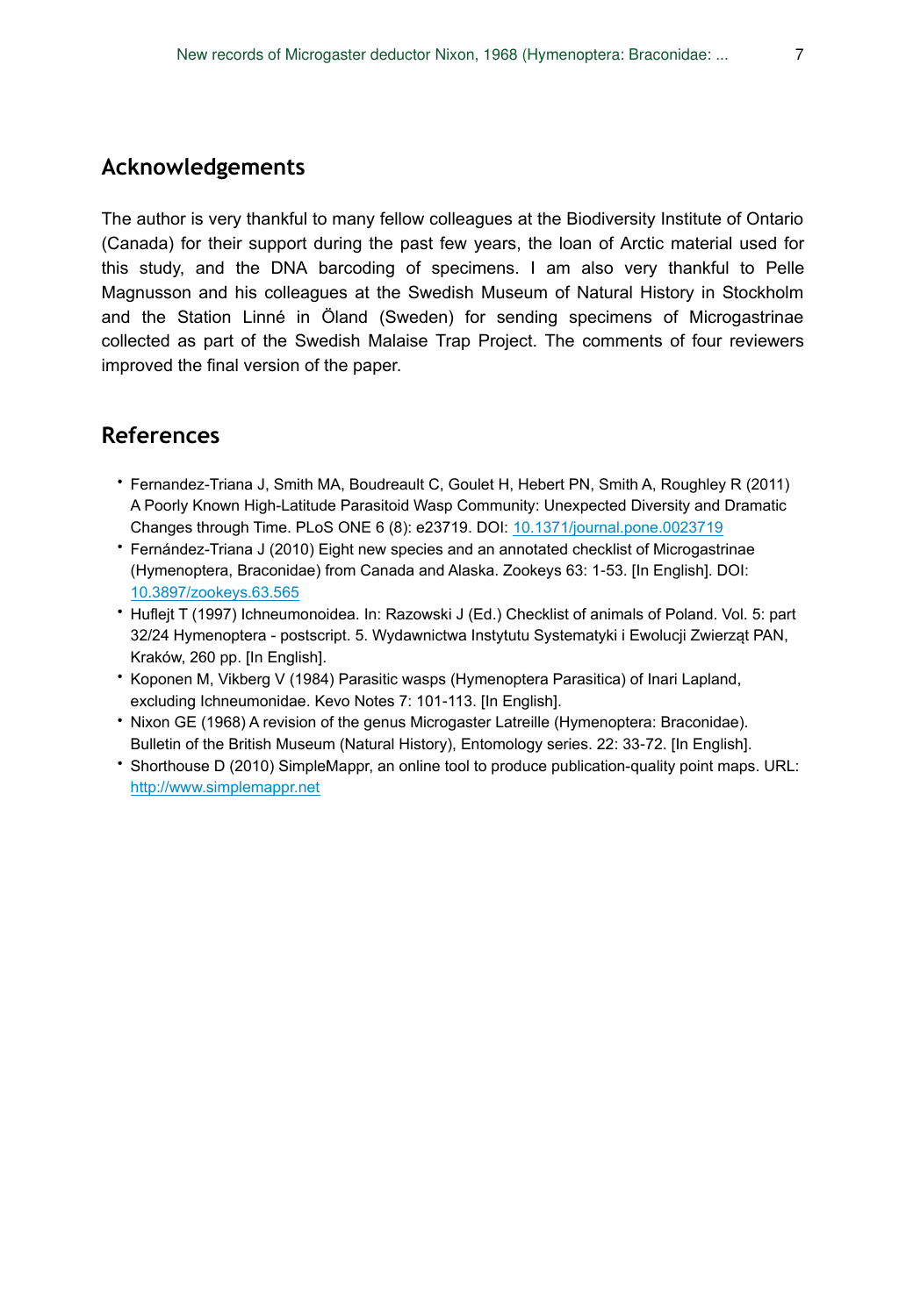## Acknowledgements

The author is very thankful to many fellow colleagues at the Biodiversity Institute of Ontario (Canada) for their support during the past few years, the loan of Arctic material used for this study, and the DNA barcoding of specimens. I am also very thankful to Pelle Magnusson and his colleagues at the Swedish Museum of Natural History in Stockholm and the Station Linné in Öland (Sweden) for sending specimens of Microgastrinae collected as part of the Swedish Malaise Trap Project. The comments of four reviewers improved the final version of the paper.

## References

- Fernandez-Triana J, Smith MA, Boudreault C, Goulet H, Hebert PN, Smith A, Roughley R (2011) A Poorly Known High-Latitude Parasitoid Wasp Community: Unexpected Diversity and Dramatic Changes through Time. PLoS ONE 6 (8): e23719. DOI: 10.1371/journal.pone.0023719
- Fernández-Triana J (2010) Eight new species and an annotated checklist of Microgastrinae (Hymenoptera, Braconidae) from Canada and Alaska. Zookeys 63: 1-53. [In English]. DOI: 10.3897/zookeys.63.565
- Huflejt T (1997) Ichneumonoidea. In: Razowski J (Ed.) Checklist of animals of Poland. Vol. 5: part 32/24 Hymenoptera - postscript. 5. Wydawnictwa Instytutu Systematyki i Ewolucji Zwierząt PAN, Kraków, 260 pp. [In English].
- Koponen M, Vikberg V (1984) Parasitic wasps (Hymenoptera Parasitica) of Inari Lapland, excluding Ichneumonidae. Kevo Notes 7: 101-113. [In English].
- Nixon GE (1968) A revision of the genus Microgaster Latreille (Hymenoptera: Braconidae). Bulletin of the British Museum (Natural History), Entomology series. 22: 33-72. [In English].
- Shorthouse D (2010) SimpleMappr, an online tool to produce publication-quality point maps. URL: http://www.simplemappr.net